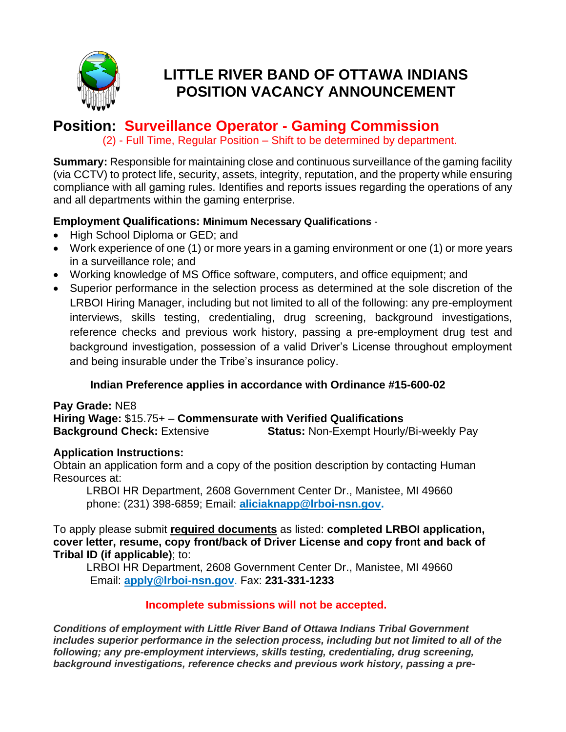# LITTLE RIVER BAND OF OTTAWA INDIANS POSITION VACANCY ANNOUNCEMENT

## Position: Surveillance Operator - Gaming Commission

(2) - Full Time, Regular Position – Shift to be determined by department.

**Summary:** Responsible for maintaining close and continuous surveillance of the gaming facility (via CCTV) to protect life, security, assets, integrity, reputation, and the property while ensuring compliance with all gaming rules. Identifies and reports issues regarding the operations of any and all departments within the gaming enterprise.

**Employment Qualifications: Minimum Necessary Qualifications** -

- High School Diploma or GED; and
- Work experience of one (1) or more years in a gaming environment or one (1) or more years in a surveillance role; and
- Working knowledge of MS Office software, computers, and office equipment; and
- Superior performance in the selection process as determined at the sole discretion of the LRBOI Hiring Manager, including but not limited to all of the following: any pre-employment interviews, skills testing, credentialing, drug screening, background investigations, reference checks and previous work history, passing a pre-employment drug test and background investigation, possession of a valid Driver's License throughout employment and being insurable under the Tribe's insurance policy.

**Indian Preference applies in accordance with Ordinance #15-600-02**

**Pay Grade:** NE8
**Hiring Wage:** $15.75+ – **Commensurate with Verified Qualifications**
**Background Check:** Extensive **Status:** Non-Exempt Hourly/Bi-weekly Pay

**Application Instructions:**
Obtain an application form and a copy of the position description by contacting Human Resources at:

LRBOI HR Department, 2608 Government Center Dr., Manistee, MI 49660
phone: (231) 398-6859; Email: **aliciaknapp@lrboi-nsn.gov.**

To apply please submit **required documents** as listed: **completed LRBOI application, cover letter, resume, copy front/back of Driver License and copy front and back of Tribal ID (if applicable)**; to:

LRBOI HR Department, 2608 Government Center Dr., Manistee, MI 49660
Email: **apply@lrboi-nsn.gov**. Fax: **231-331-1233**

**Incomplete submissions will not be accepted.**

***Conditions of employment with Little River Band of Ottawa Indians Tribal Government includes superior performance in the selection process, including but not limited to all of the following; any pre-employment interviews, skills testing, credentialing, drug screening, background investigations, reference checks and previous work history, passing a pre-***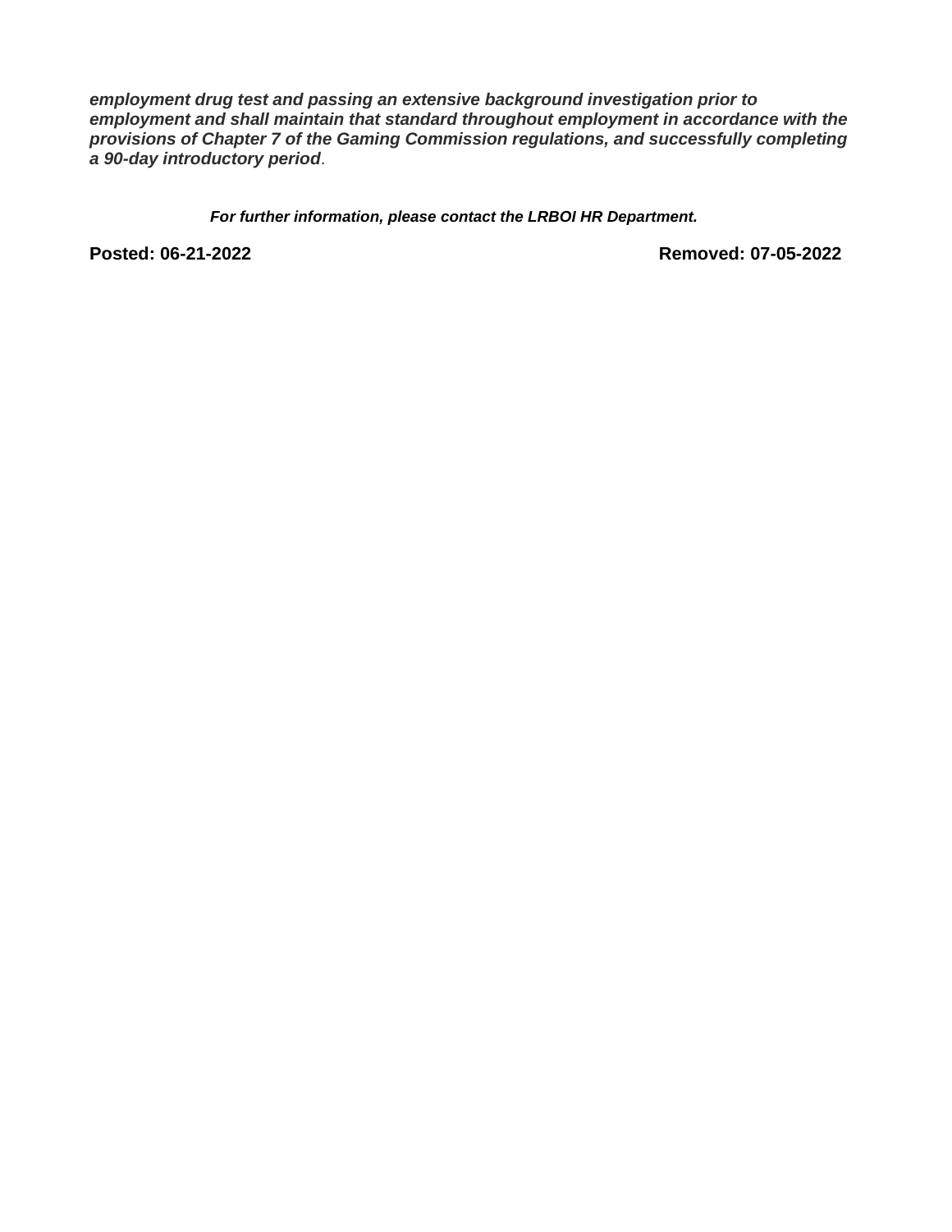***employment drug test and passing an extensive background investigation prior to employment and shall maintain that standard throughout employment in accordance with the provisions of Chapter 7 of the Gaming Commission regulations, and successfully completing a 90-day introductory period***.

***For further information, please contact the LRBOI HR Department.***

**Posted: 06-21-2022** **Removed: 07-05-2022**